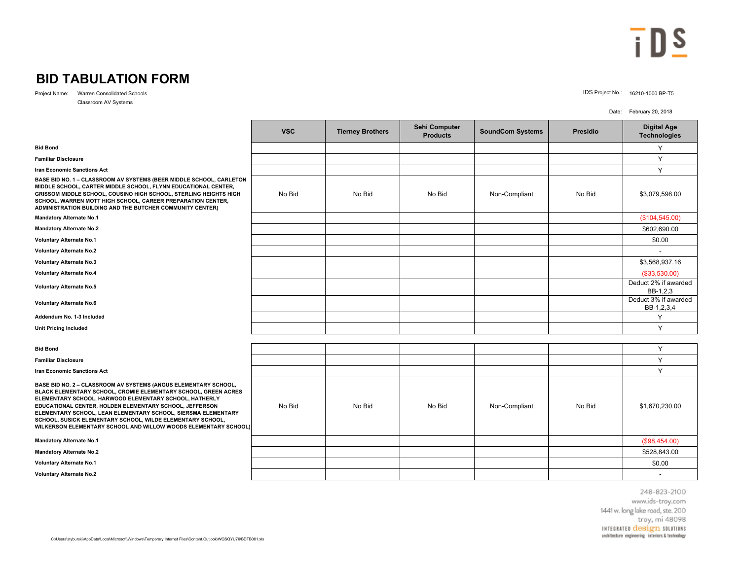# BID TABULATION FORM

Project Name: Warren Consolidated Schools
Classroom AV Systems

IDS Project No.: 16210-1000 BP-T5

Date: February 20, 2018

| | VSC | Tierney Brothers | Sehi Computer Products | SoundCom Systems | Presidio | Digital Age Technologies |
|---|---|---|---|---|---|---|
| **Bid Bond** | | | | | | Y |
| **Familiar Disclosure** | | | | | | Y |
| **Iran Economic Sanctions Act** | | | | | | Y |
| **BASE BID NO. 1 – CLASSROOM AV SYSTEMS (BEER MIDDLE SCHOOL, CARLETON MIDDLE SCHOOL, CARTER MIDDLE SCHOOL, FLYNN EDUCATIONAL CENTER, GRISSOM MIDDLE SCHOOL, COUSINO HIGH SCHOOL, STERLING HEIGHTS HIGH SCHOOL, WARREN MOTT HIGH SCHOOL, CAREER PREPARATION CENTER, ADMINISTRATION BUILDING AND THE BUTCHER COMMUNITY CENTER)** | No Bid | No Bid | No Bid | Non-Compliant | No Bid | $3,079,598.00 |
| **Mandatory Alternate No.1** | | | | | | ($104,545.00) |
| **Mandatory Alternate No.2** | | | | | | $602,690.00 |
| **Voluntary Alternate No.1** | | | | | | $0.00 |
| **Voluntary Alternate No.2** | | | | | | - |
| **Voluntary Alternate No.3** | | | | | | $3,568,937.16 |
| **Voluntary Alternate No.4** | | | | | | ($33,530.00) |
| **Voluntary Alternate No.5** | | | | | | Deduct 2% if awarded BB-1,2,3 |
| **Voluntary Alternate No.6** | | | | | | Deduct 3% if awarded BB-1,2,3,4 |
| **Addendum No. 1-3 Included** | | | | | | Y |
| **Unit Pricing Included** | | | | | | Y |

| | VSC | Tierney Brothers | Sehi Computer Products | SoundCom Systems | Presidio | Digital Age Technologies |
|---|---|---|---|---|---|---|
| **Bid Bond** | | | | | | Y |
| **Familiar Disclosure** | | | | | | Y |
| **Iran Economic Sanctions Act** | | | | | | Y |
| **BASE BID NO. 2 – CLASSROOM AV SYSTEMS (ANGUS ELEMENTARY SCHOOL, BLACK ELEMENTARY SCHOOL, CROMIE ELEMENTARY SCHOOL, GREEN ACRES ELEMENTARY SCHOOL, HARWOOD ELEMENTARY SCHOOL, HATHERLY EDUCATIONAL CENTER, HOLDEN ELEMENTARY SCHOOL, JEFFERSON ELEMENTARY SCHOOL, LEAN ELEMENTARY SCHOOL, SIERSMA ELEMENTARY SCHOOL, SUSICK ELEMENTARY SCHOOL, WILDE ELEMENTARY SCHOOL, WILKERSON ELEMENTARY SCHOOL AND WILLOW WOODS ELEMENTARY SCHOOL)** | No Bid | No Bid | No Bid | Non-Compliant | No Bid | $1,670,230.00 |
| **Mandatory Alternate No.1** | | | | | | ($98,454.00) |
| **Mandatory Alternate No.2** | | | | | | $528,843.00 |
| **Voluntary Alternate No.1** | | | | | | $0.00 |
| **Voluntary Alternate No.2** | | | | | | - |

248-823-2100
www.ids-troy.com
1441 w. long lake road, ste. 200
troy, mi 48098
INTEGRATED design SOLUTIONS
architecture engineering interiors & technology

C:\Users\styburski\AppData\Local\Microsoft\Windows\Temporary Internet Files\Content.Outlook\WQSQYU76\BDTB001.xls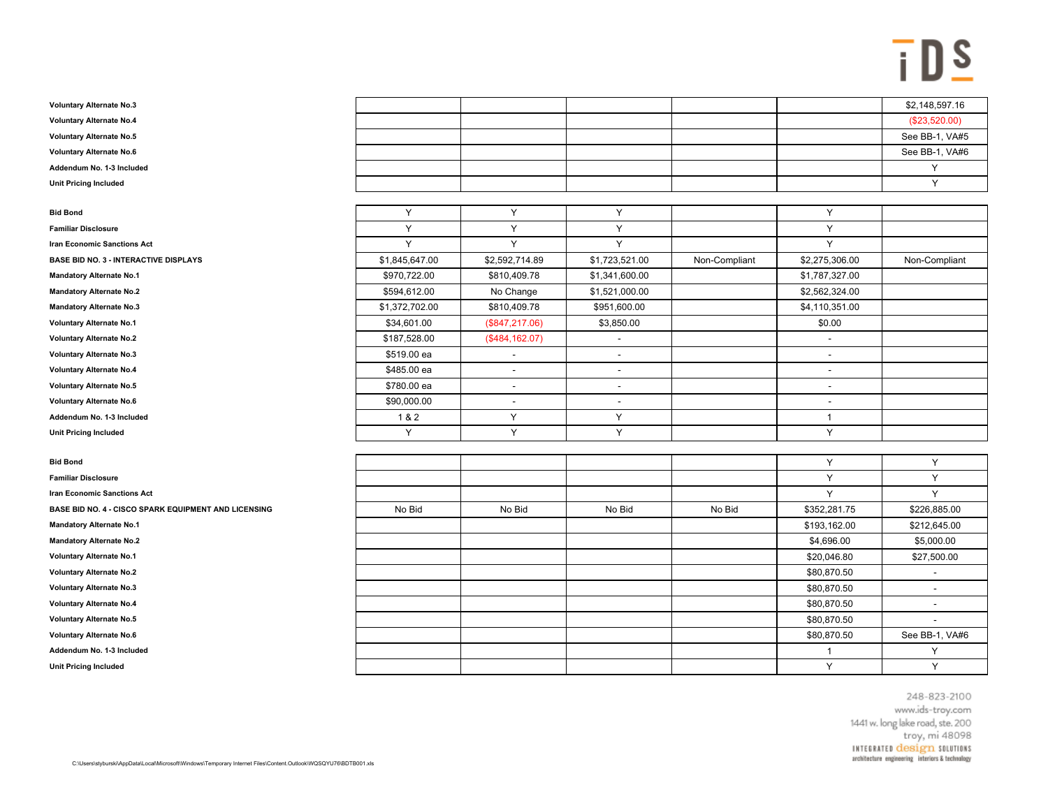| | | | | | | |
|---|---|---|---|---|---|---|
| Voluntary Alternate No.3 | | | | | | $2,148,597.16 |
| Voluntary Alternate No.4 | | | | | | ($23,520.00) |
| Voluntary Alternate No.5 | | | | | | See BB-1, VA#5 |
| Voluntary Alternate No.6 | | | | | | See BB-1, VA#6 |
| Addendum No. 1-3 Included | | | | | | Y |
| Unit Pricing Included | | | | | | Y |
| | | | | | | |
| Bid Bond | Y | Y | Y | | Y | |
| Familiar Disclosure | Y | Y | Y | | Y | |
| Iran Economic Sanctions Act | Y | Y | Y | | Y | |
| BASE BID NO. 3 - INTERACTIVE DISPLAYS | $1,845,647.00 | $2,592,714.89 | $1,723,521.00 | Non-Compliant | $2,275,306.00 | Non-Compliant |
| Mandatory Alternate No.1 | $970,722.00 | $810,409.78 | $1,341,600.00 | | $1,787,327.00 | |
| Mandatory Alternate No.2 | $594,612.00 | No Change | $1,521,000.00 | | $2,562,324.00 | |
| Mandatory Alternate No.3 | $1,372,702.00 | $810,409.78 | $951,600.00 | | $4,110,351.00 | |
| Voluntary Alternate No.1 | $34,601.00 | ($847,217.06) | $3,850.00 | | $0.00 | |
| Voluntary Alternate No.2 | $187,528.00 | ($484,162.07) | - | | - | |
| Voluntary Alternate No.3 | $519.00 ea | - | - | | - | |
| Voluntary Alternate No.4 | $485.00 ea | - | - | | - | |
| Voluntary Alternate No.5 | $780.00 ea | - | - | | - | |
| Voluntary Alternate No.6 | $90,000.00 | - | - | | - | |
| Addendum No. 1-3 Included | 1 & 2 | Y | Y | | 1 | |
| Unit Pricing Included | Y | Y | Y | | Y | |
| | | | | | | |
| Bid Bond | | | | | Y | Y |
| Familiar Disclosure | | | | | Y | Y |
| Iran Economic Sanctions Act | | | | | Y | Y |
| BASE BID NO. 4 - CISCO SPARK EQUIPMENT AND LICENSING | No Bid | No Bid | No Bid | No Bid | $352,281.75 | $226,885.00 |
| Mandatory Alternate No.1 | | | | | $193,162.00 | $212,645.00 |
| Mandatory Alternate No.2 | | | | | $4,696.00 | $5,000.00 |
| Voluntary Alternate No.1 | | | | | $20,046.80 | $27,500.00 |
| Voluntary Alternate No.2 | | | | | $80,870.50 | - |
| Voluntary Alternate No.3 | | | | | $80,870.50 | - |
| Voluntary Alternate No.4 | | | | | $80,870.50 | - |
| Voluntary Alternate No.5 | | | | | $80,870.50 | - |
| Voluntary Alternate No.6 | | | | | $80,870.50 | See BB-1, VA#6 |
| Addendum No. 1-3 Included | | | | | 1 | Y |
| Unit Pricing Included | | | | | Y | Y |

248-823-2100
www.ids-troy.com
1441 w. long lake road, ste. 200
troy, mi 48098
INTEGRATED design SOLUTIONS
architecture engineering interiors & technology

C:\Users\styburski\AppData\Local\Microsoft\Windows\Temporary Internet Files\Content.Outlook\WQSQYU76\BDTB001.xls